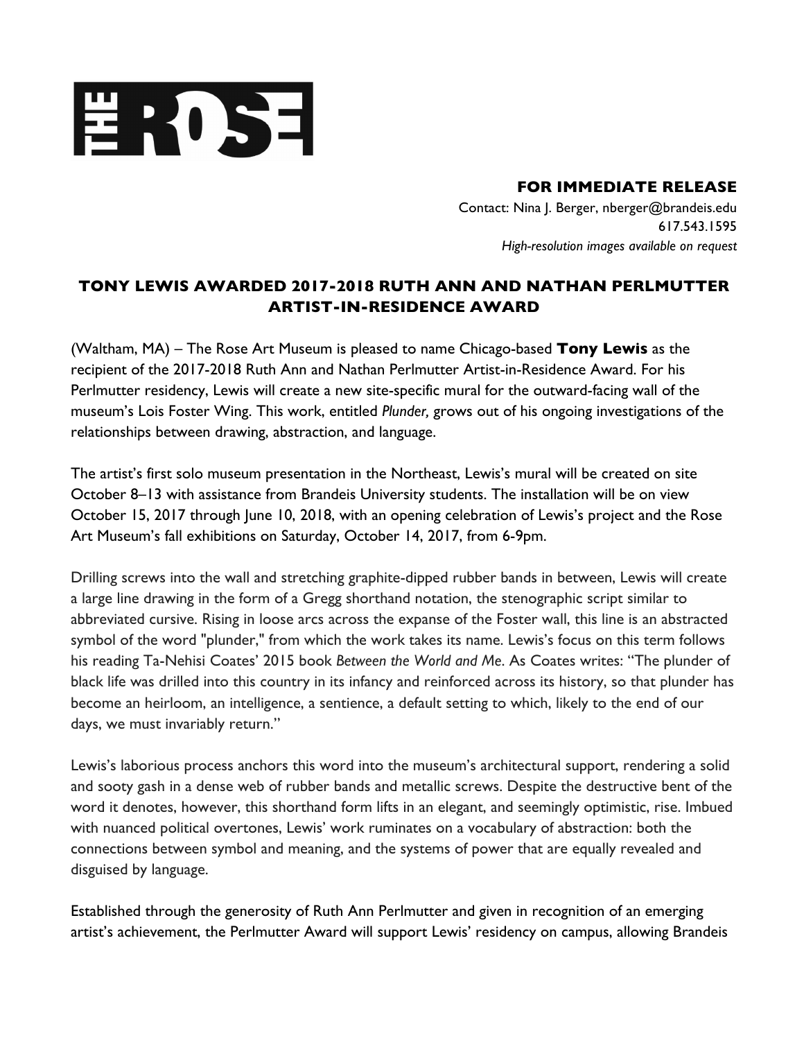# THE ROSE

**FOR IMMEDIATE RELEASE**

Contact: Nina J. Berger, nberger@brandeis.edu
617.543.1595
*High-resolution images available on request*

## TONY LEWIS AWARDED 2017-2018 RUTH ANN AND NATHAN PERLMUTTER ARTIST-IN-RESIDENCE AWARD

(Waltham, MA) – The Rose Art Museum is pleased to name Chicago-based **Tony Lewis** as the recipient of the 2017-2018 Ruth Ann and Nathan Perlmutter Artist-in-Residence Award. For his Perlmutter residency, Lewis will create a new site-specific mural for the outward-facing wall of the museum's Lois Foster Wing. This work, entitled *Plunder,* grows out of his ongoing investigations of the relationships between drawing, abstraction, and language.

The artist's first solo museum presentation in the Northeast, Lewis's mural will be created on site October 8–13 with assistance from Brandeis University students. The installation will be on view October 15, 2017 through June 10, 2018, with an opening celebration of Lewis's project and the Rose Art Museum's fall exhibitions on Saturday, October 14, 2017, from 6-9pm.

Drilling screws into the wall and stretching graphite-dipped rubber bands in between, Lewis will create a large line drawing in the form of a Gregg shorthand notation, the stenographic script similar to abbreviated cursive. Rising in loose arcs across the expanse of the Foster wall, this line is an abstracted symbol of the word "plunder," from which the work takes its name. Lewis's focus on this term follows his reading Ta-Nehisi Coates' 2015 book *Between the World and Me*. As Coates writes: "The plunder of black life was drilled into this country in its infancy and reinforced across its history, so that plunder has become an heirloom, an intelligence, a sentience, a default setting to which, likely to the end of our days, we must invariably return."

Lewis's laborious process anchors this word into the museum's architectural support, rendering a solid and sooty gash in a dense web of rubber bands and metallic screws. Despite the destructive bent of the word it denotes, however, this shorthand form lifts in an elegant, and seemingly optimistic, rise. Imbued with nuanced political overtones, Lewis' work ruminates on a vocabulary of abstraction: both the connections between symbol and meaning, and the systems of power that are equally revealed and disguised by language.

Established through the generosity of Ruth Ann Perlmutter and given in recognition of an emerging artist's achievement, the Perlmutter Award will support Lewis' residency on campus, allowing Brandeis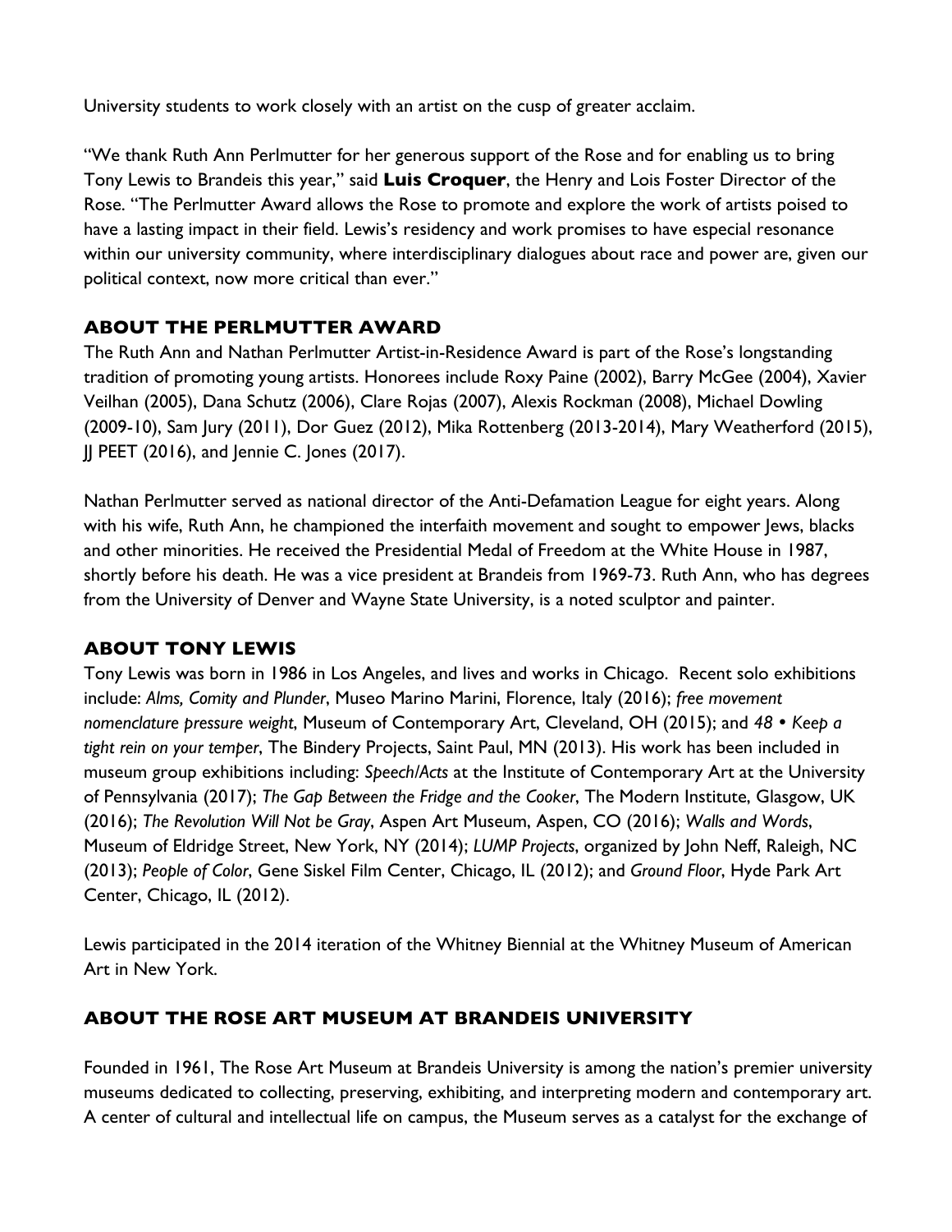University students to work closely with an artist on the cusp of greater acclaim.

"We thank Ruth Ann Perlmutter for her generous support of the Rose and for enabling us to bring Tony Lewis to Brandeis this year," said **Luis Croquer**, the Henry and Lois Foster Director of the Rose. "The Perlmutter Award allows the Rose to promote and explore the work of artists poised to have a lasting impact in their field. Lewis's residency and work promises to have especial resonance within our university community, where interdisciplinary dialogues about race and power are, given our political context, now more critical than ever."

## ABOUT THE PERLMUTTER AWARD

The Ruth Ann and Nathan Perlmutter Artist-in-Residence Award is part of the Rose's longstanding tradition of promoting young artists. Honorees include Roxy Paine (2002), Barry McGee (2004), Xavier Veilhan (2005), Dana Schutz (2006), Clare Rojas (2007), Alexis Rockman (2008), Michael Dowling (2009-10), Sam Jury (2011), Dor Guez (2012), Mika Rottenberg (2013-2014), Mary Weatherford (2015), JJ PEET (2016), and Jennie C. Jones (2017).

Nathan Perlmutter served as national director of the Anti-Defamation League for eight years. Along with his wife, Ruth Ann, he championed the interfaith movement and sought to empower Jews, blacks and other minorities. He received the Presidential Medal of Freedom at the White House in 1987, shortly before his death. He was a vice president at Brandeis from 1969-73. Ruth Ann, who has degrees from the University of Denver and Wayne State University, is a noted sculptor and painter.

## ABOUT TONY LEWIS

Tony Lewis was born in 1986 in Los Angeles, and lives and works in Chicago. Recent solo exhibitions include: *Alms, Comity and Plunder*, Museo Marino Marini, Florence, Italy (2016); *free movement nomenclature pressure weight*, Museum of Contemporary Art, Cleveland, OH (2015); and *48 • Keep a tight rein on your temper*, The Bindery Projects, Saint Paul, MN (2013). His work has been included in museum group exhibitions including: *Speech/Acts* at the Institute of Contemporary Art at the University of Pennsylvania (2017); *The Gap Between the Fridge and the Cooker*, The Modern Institute, Glasgow, UK (2016); *The Revolution Will Not be Gray*, Aspen Art Museum, Aspen, CO (2016); *Walls and Words*, Museum of Eldridge Street, New York, NY (2014); *LUMP Projects*, organized by John Neff, Raleigh, NC (2013); *People of Color*, Gene Siskel Film Center, Chicago, IL (2012); and *Ground Floor*, Hyde Park Art Center, Chicago, IL (2012).

Lewis participated in the 2014 iteration of the Whitney Biennial at the Whitney Museum of American Art in New York.

## ABOUT THE ROSE ART MUSEUM AT BRANDEIS UNIVERSITY

Founded in 1961, The Rose Art Museum at Brandeis University is among the nation's premier university museums dedicated to collecting, preserving, exhibiting, and interpreting modern and contemporary art. A center of cultural and intellectual life on campus, the Museum serves as a catalyst for the exchange of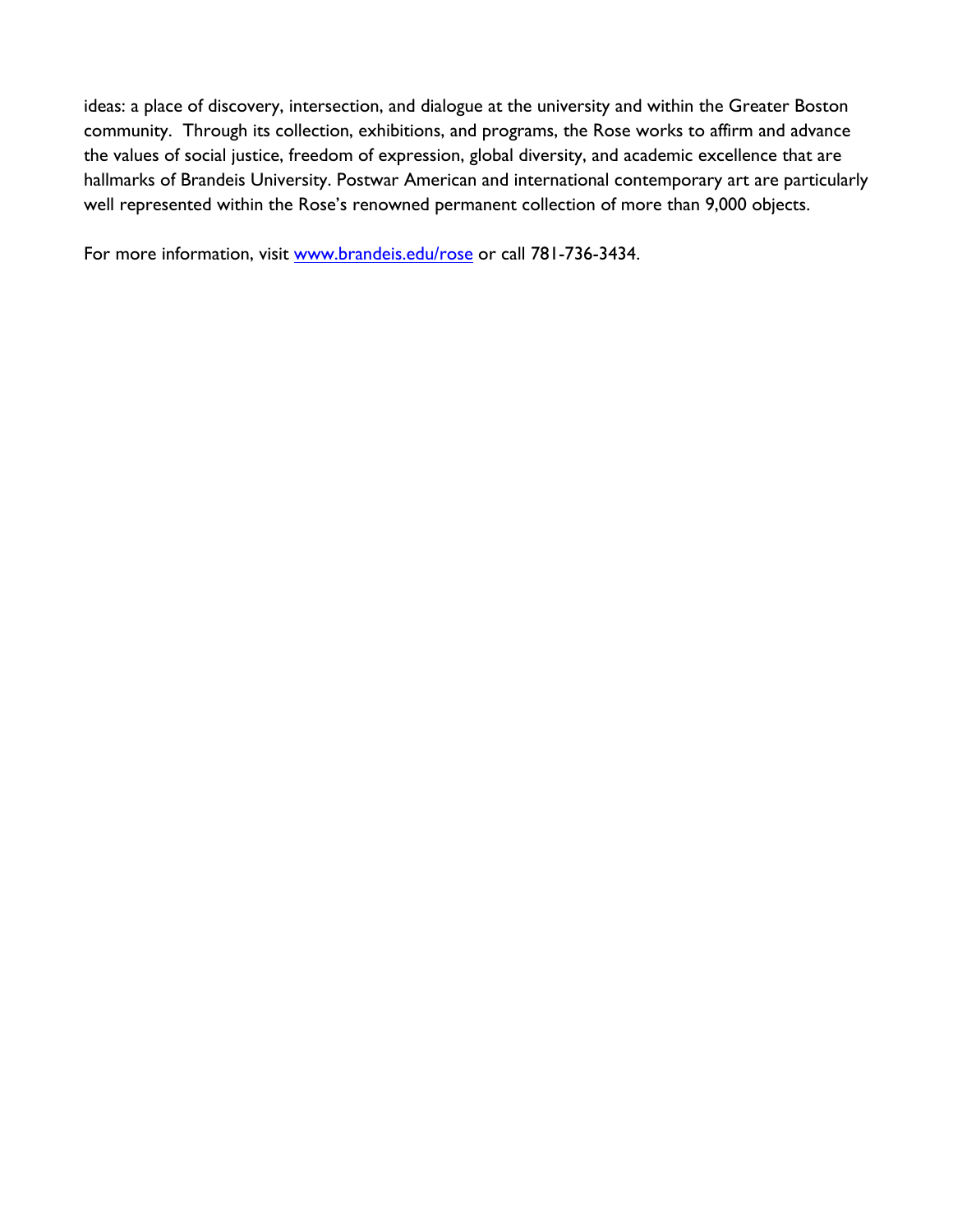ideas: a place of discovery, intersection, and dialogue at the university and within the Greater Boston community. Through its collection, exhibitions, and programs, the Rose works to affirm and advance the values of social justice, freedom of expression, global diversity, and academic excellence that are hallmarks of Brandeis University. Postwar American and international contemporary art are particularly well represented within the Rose's renowned permanent collection of more than 9,000 objects.

For more information, visit [www.brandeis.edu/rose](http://www.brandeis.edu/rose) or call 781-736-3434.